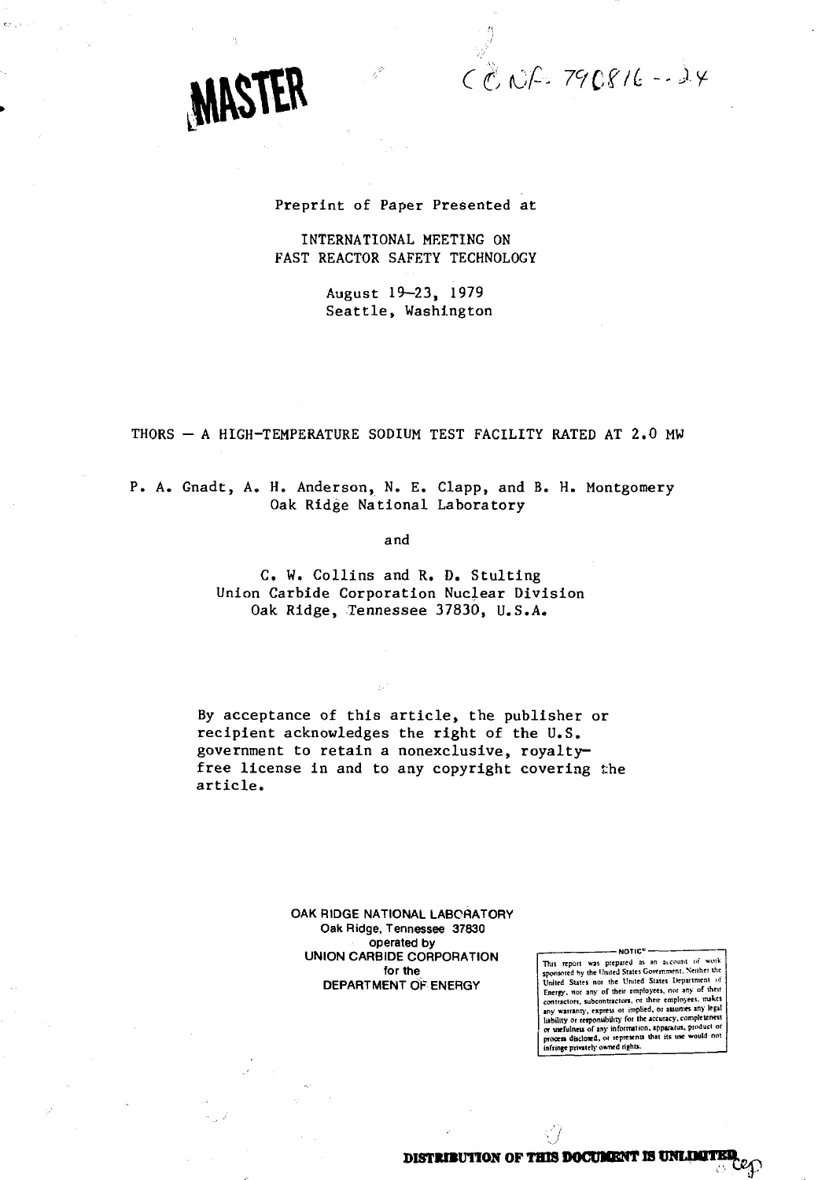MASTER

CONF-790816--24

Preprint of Paper Presented at

INTERNATIONAL MEETING ON
FAST REACTOR SAFETY TECHNOLOGY

August 19–23, 1979
Seattle, Washington

# THORS — A HIGH-TEMPERATURE SODIUM TEST FACILITY RATED AT 2.0 MW

P. A. Gnadt, A. H. Anderson, N. E. Clapp, and B. H. Montgomery
Oak Ridge National Laboratory

and

C. W. Collins and R. D. Stulting
Union Carbide Corporation Nuclear Division
Oak Ridge, Tennessee 37830, U.S.A.

By acceptance of this article, the publisher or recipient acknowledges the right of the U.S. government to retain a nonexclusive, royalty-free license in and to any copyright covering the article.

OAK RIDGE NATIONAL LABORATORY
Oak Ridge, Tennessee 37830
operated by
UNION CARBIDE CORPORATION
for the
DEPARTMENT OF ENERGY

NOTICE

This report was prepared as an account of work sponsored by the United States Government. Neither the United States nor the United States Department of Energy, nor any of their employees, nor any of their contractors, subcontractors, or their employees, makes any warranty, express or implied, or assumes any legal liability or responsibility for the accuracy, completeness or usefulness of any information, apparatus, product or process disclosed, or represents that its use would not infringe privately owned rights.

DISTRIBUTION OF THIS DOCUMENT IS UNLIMITED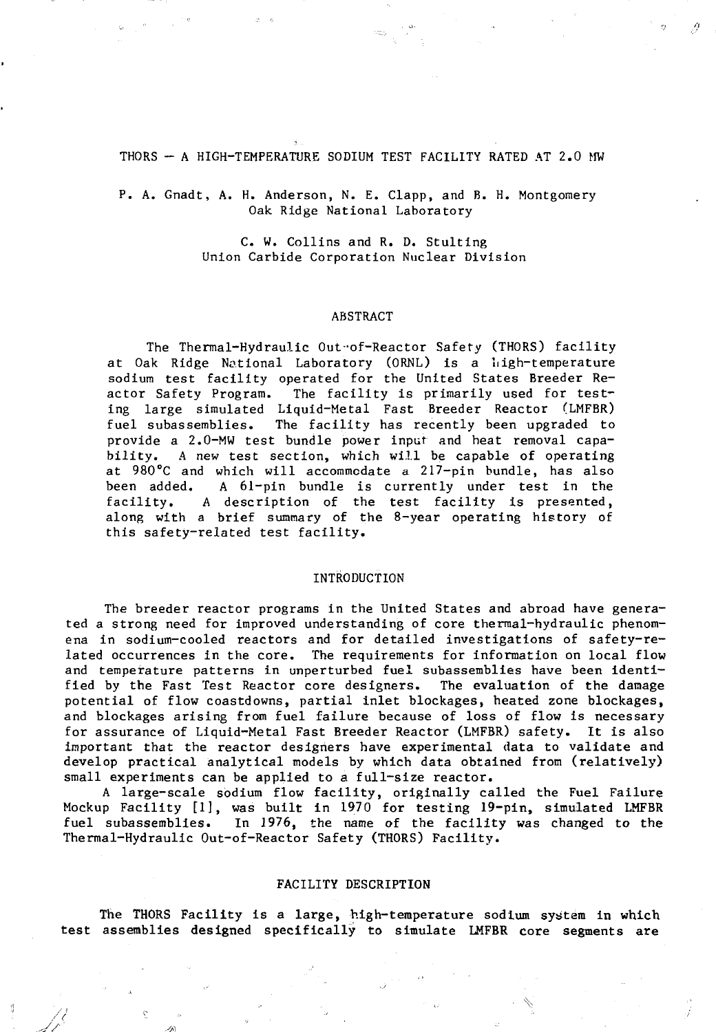# THORS — A HIGH-TEMPERATURE SODIUM TEST FACILITY RATED AT 2.0 MW

P. A. Gnadt, A. H. Anderson, N. E. Clapp, and B. H. Montgomery
Oak Ridge National Laboratory

C. W. Collins and R. D. Stulting
Union Carbide Corporation Nuclear Division

## ABSTRACT

The Thermal-Hydraulic Out-of-Reactor Safety (THORS) facility at Oak Ridge National Laboratory (ORNL) is a high-temperature sodium test facility operated for the United States Breeder Reactor Safety Program. The facility is primarily used for testing large simulated Liquid-Metal Fast Breeder Reactor (LMFBR) fuel subassemblies. The facility has recently been upgraded to provide a 2.0-MW test bundle power input and heat removal capability. A new test section, which will be capable of operating at 980°C and which will accommodate a 217-pin bundle, has also been added. A 61-pin bundle is currently under test in the facility. A description of the test facility is presented, along with a brief summary of the 8-year operating history of this safety-related test facility.

## INTRODUCTION

The breeder reactor programs in the United States and abroad have generated a strong need for improved understanding of core thermal-hydraulic phenomena in sodium-cooled reactors and for detailed investigations of safety-related occurrences in the core. The requirements for information on local flow and temperature patterns in unperturbed fuel subassemblies have been identified by the Fast Test Reactor core designers. The evaluation of the damage potential of flow coastdowns, partial inlet blockages, heated zone blockages, and blockages arising from fuel failure because of loss of flow is necessary for assurance of Liquid-Metal Fast Breeder Reactor (LMFBR) safety. It is also important that the reactor designers have experimental data to validate and develop practical analytical models by which data obtained from (relatively) small experiments can be applied to a full-size reactor.

A large-scale sodium flow facility, originally called the Fuel Failure Mockup Facility [1], was built in 1970 for testing 19-pin, simulated LMFBR fuel subassemblies. In 1976, the name of the facility was changed to the Thermal-Hydraulic Out-of-Reactor Safety (THORS) Facility.

## FACILITY DESCRIPTION

The THORS Facility is a large, high-temperature sodium system in which test assemblies designed specifically to simulate LMFBR core segments are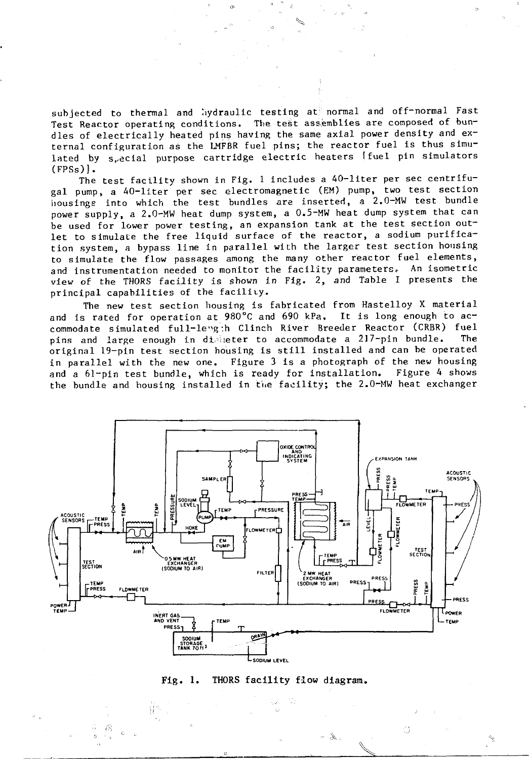subjected to thermal and hydraulic testing at normal and off-normal Fast Test Reactor operating conditions. The test assemblies are composed of bundles of electrically heated pins having the same axial power density and external configuration as the LMFBR fuel pins; the reactor fuel is thus simulated by special purpose cartridge electric heaters [fuel pin simulators (FPSs)].

The test facility shown in Fig. 1 includes a 40-liter per sec centrifugal pump, a 40-liter per sec electromagnetic (EM) pump, two test section housings into which the test bundles are inserted, a 2.0-MW test bundle power supply, a 2.0-MW heat dump system, a 0.5-MW heat dump system that can be used for lower power testing, an expansion tank at the test section outlet to simulate the free liquid surface of the reactor, a sodium purification system, a bypass line in parallel with the larger test section housing to simulate the flow passages among the many other reactor fuel elements, and instrumentation needed to monitor the facility parameters. An isometric view of the THORS facility is shown in Fig. 2, and Table I presents the principal capabilities of the facility.

The new test section housing is fabricated from Hastelloy X material and is rated for operation at 980°C and 690 kPa. It is long enough to accommodate simulated full-length Clinch River Breeder Reactor (CRBR) fuel pins and large enough in diameter to accommodate a 217-pin bundle. The original 19-pin test section housing is still installed and can be operated in parallel with the new one. Figure 3 is a photograph of the new housing and a 61-pin test bundle, which is ready for installation. Figure 4 shows the bundle and housing installed in the facility; the 2.0-MW heat exchanger

Fig. 1. THORS facility flow diagram.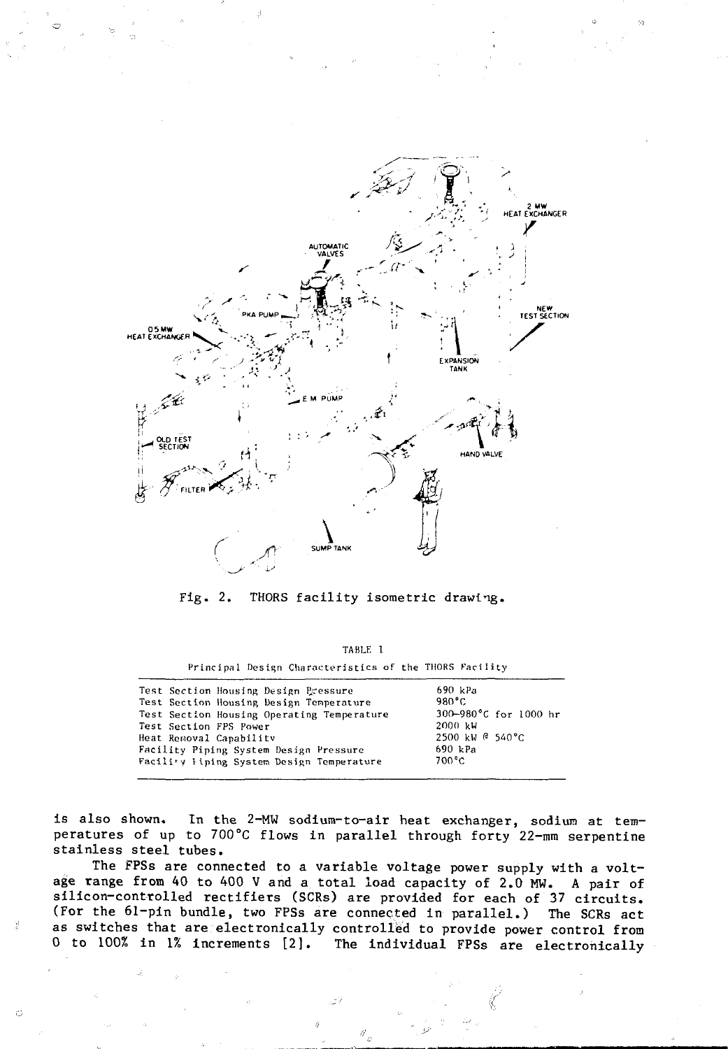Fig. 2. THORS facility isometric drawing.

TABLE 1

Principal Design Characteristics of the THORS Facility

| | |
|---|---|
| Test Section Housing Design Pressure | 690 kPa |
| Test Section Housing Design Temperature | 980°C |
| Test Section Housing Operating Temperature | 300–980°C for 1000 hr |
| Test Section FPS Power | 2000 kW |
| Heat Removal Capability | 2500 kW @ 540°C |
| Facility Piping System Design Pressure | 690 kPa |
| Facility Piping System Design Temperature | 700°C |

is also shown. In the 2-MW sodium-to-air heat exchanger, sodium at temperatures of up to 700°C flows in parallel through forty 22-mm serpentine stainless steel tubes.

The FPSs are connected to a variable voltage power supply with a voltage range from 40 to 400 V and a total load capacity of 2.0 MW. A pair of silicon-controlled rectifiers (SCRs) are provided for each of 37 circuits. (For the 61-pin bundle, two FPSs are connected in parallel.) The SCRs act as switches that are electronically controlled to provide power control from 0 to 100% in 1% increments [2]. The individual FPSs are electronically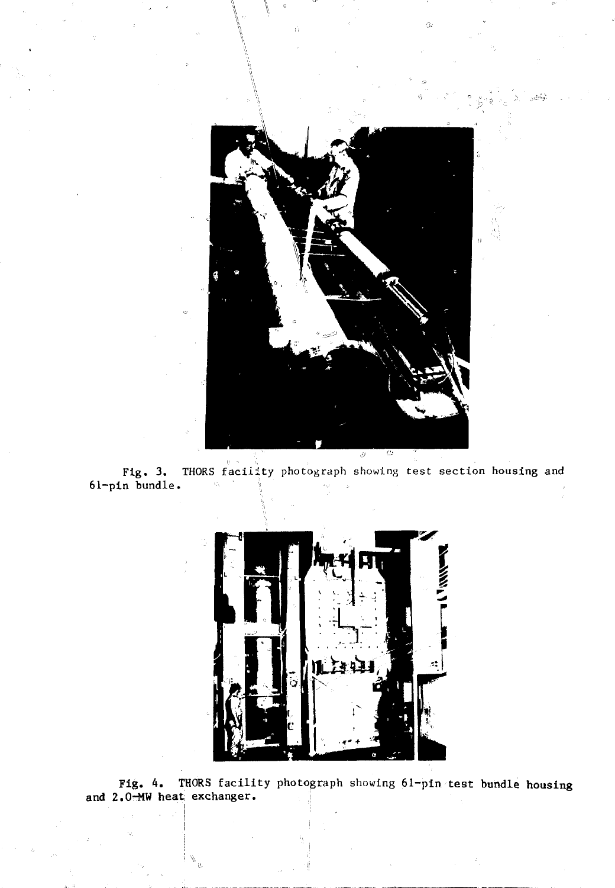Fig. 3. THORS facility photograph showing test section housing and 61-pin bundle.

Fig. 4. THORS facility photograph showing 61-pin test bundle housing and 2.0-MW heat exchanger.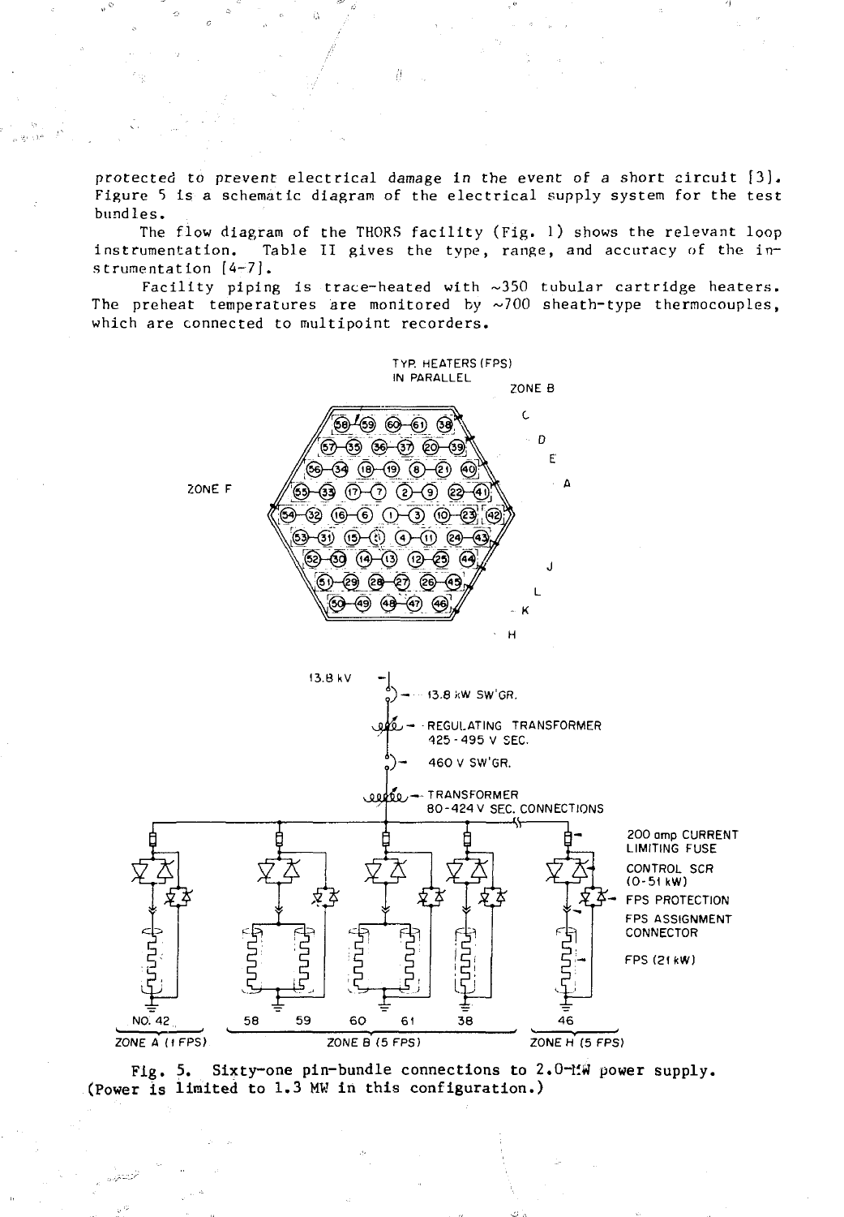protected to prevent electrical damage in the event of a short circuit [3]. Figure 5 is a schematic diagram of the electrical supply system for the test bundles.

The flow diagram of the THORS facility (Fig. 1) shows the relevant loop instrumentation. Table II gives the type, range, and accuracy of the instrumentation [4-7].

Facility piping is trace-heated with ~350 tubular cartridge heaters. The preheat temperatures are monitored by ~700 sheath-type thermocouples, which are connected to multipoint recorders.

Fig. 5. Sixty-one pin-bundle connections to 2.0-MW power supply. (Power is limited to 1.3 MW in this configuration.)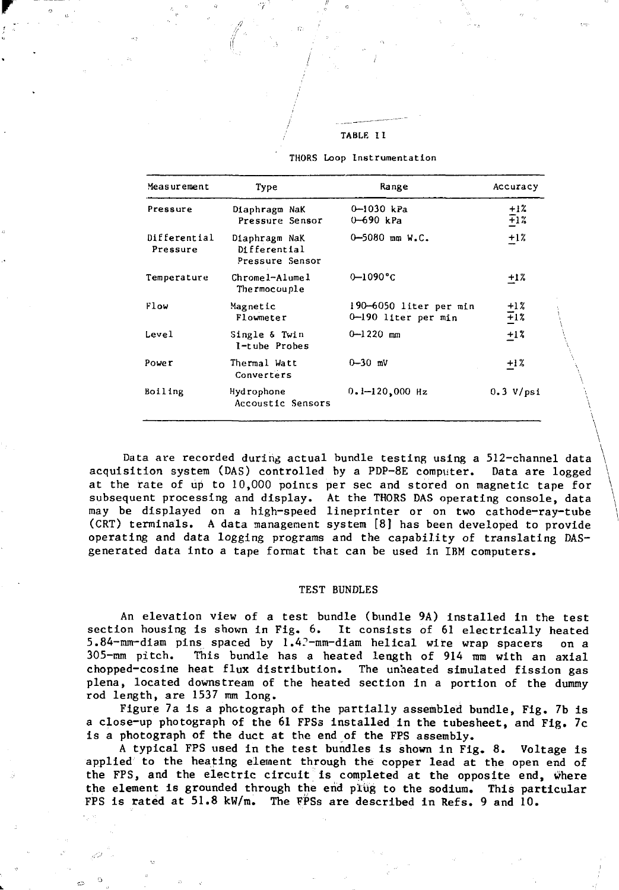TABLE II

THORS Loop Instrumentation

| Measurement | Type | Range | Accuracy |
|---|---|---|---|
| Pressure | Diaphragm NaK Pressure Sensor | 0–1030 kPa<br>0–690 kPa | ±1%<br>±1% |
| Differential Pressure | Diaphragm NaK Differential Pressure Sensor | 0–5080 mm W.C. | ±1% |
| Temperature | Chromel-Alumel Thermocouple | 0–1090°C | ±1% |
| Flow | Magnetic Flowmeter | 190–6050 liter per min<br>0–190 liter per min | ±1%<br>±1% |
| Level | Single & Twin I-tube Probes | 0–1220 mm | ±1% |
| Power | Thermal Watt Converters | 0–30 mV | ±1% |
| Boiling | Hydrophone Accoustic Sensors | 0.1–120,000 Hz | 0.3 V/psi |

Data are recorded during actual bundle testing using a 512-channel data acquisition system (DAS) controlled by a PDP-8E computer. Data are logged at the rate of up to 10,000 points per sec and stored on magnetic tape for subsequent processing and display. At the THORS DAS operating console, data may be displayed on a high-speed lineprinter or on two cathode-ray-tube (CRT) terminals. A data management system [8] has been developed to provide operating and data logging programs and the capability of translating DAS-generated data into a tape format that can be used in IBM computers.

## TEST BUNDLES

An elevation view of a test bundle (bundle 9A) installed in the test section housing is shown in Fig. 6. It consists of 61 electrically heated 5.84-mm-diam pins spaced by 1.42-mm-diam helical wire wrap spacers on a 305-mm pitch. This bundle has a heated length of 914 mm with an axial chopped-cosine heat flux distribution. The unheated simulated fission gas plena, located downstream of the heated section in a portion of the dummy rod length, are 1537 mm long.

Figure 7a is a photograph of the partially assembled bundle, Fig. 7b is a close-up photograph of the 61 FPSs installed in the tubesheet, and Fig. 7c is a photograph of the duct at the end of the FPS assembly.

A typical FPS used in the test bundles is shown in Fig. 8. Voltage is applied to the heating element through the copper lead at the open end of the FPS, and the electric circuit is completed at the opposite end, where the element is grounded through the end plug to the sodium. This particular FPS is rated at 51.8 kW/m. The FPSs are described in Refs. 9 and 10.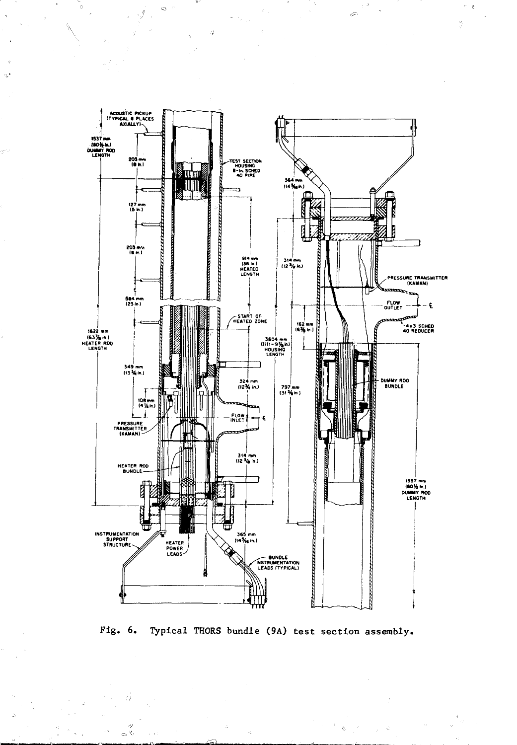Fig. 6. Typical THORS bundle (9A) test section assembly.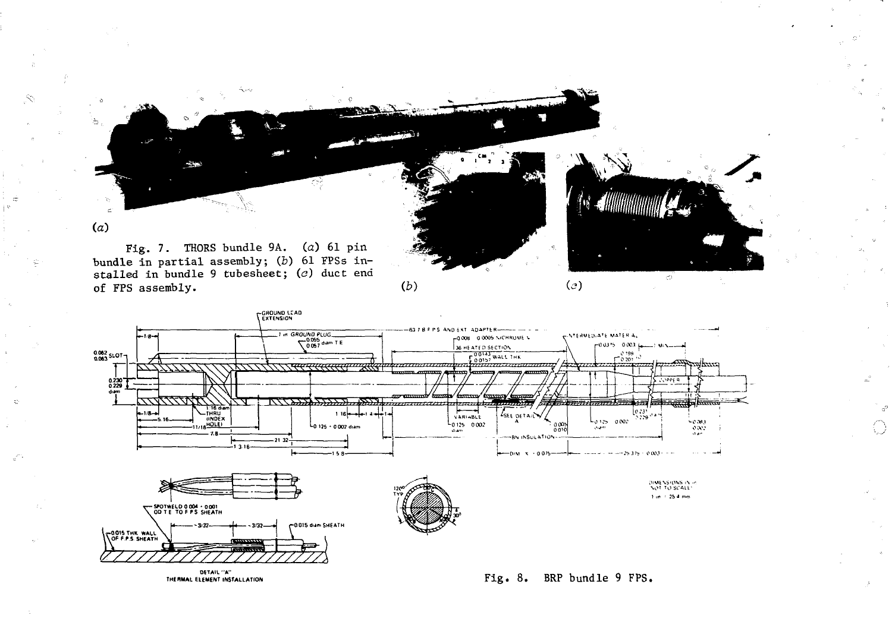Fig. 7. THORS bundle 9A. (*a*) 61 pin bundle in partial assembly; (*b*) 61 FPSs installed in bundle 9 tubesheet; (*c*) duct end of FPS assembly.

Fig. 8. BRP bundle 9 FPS.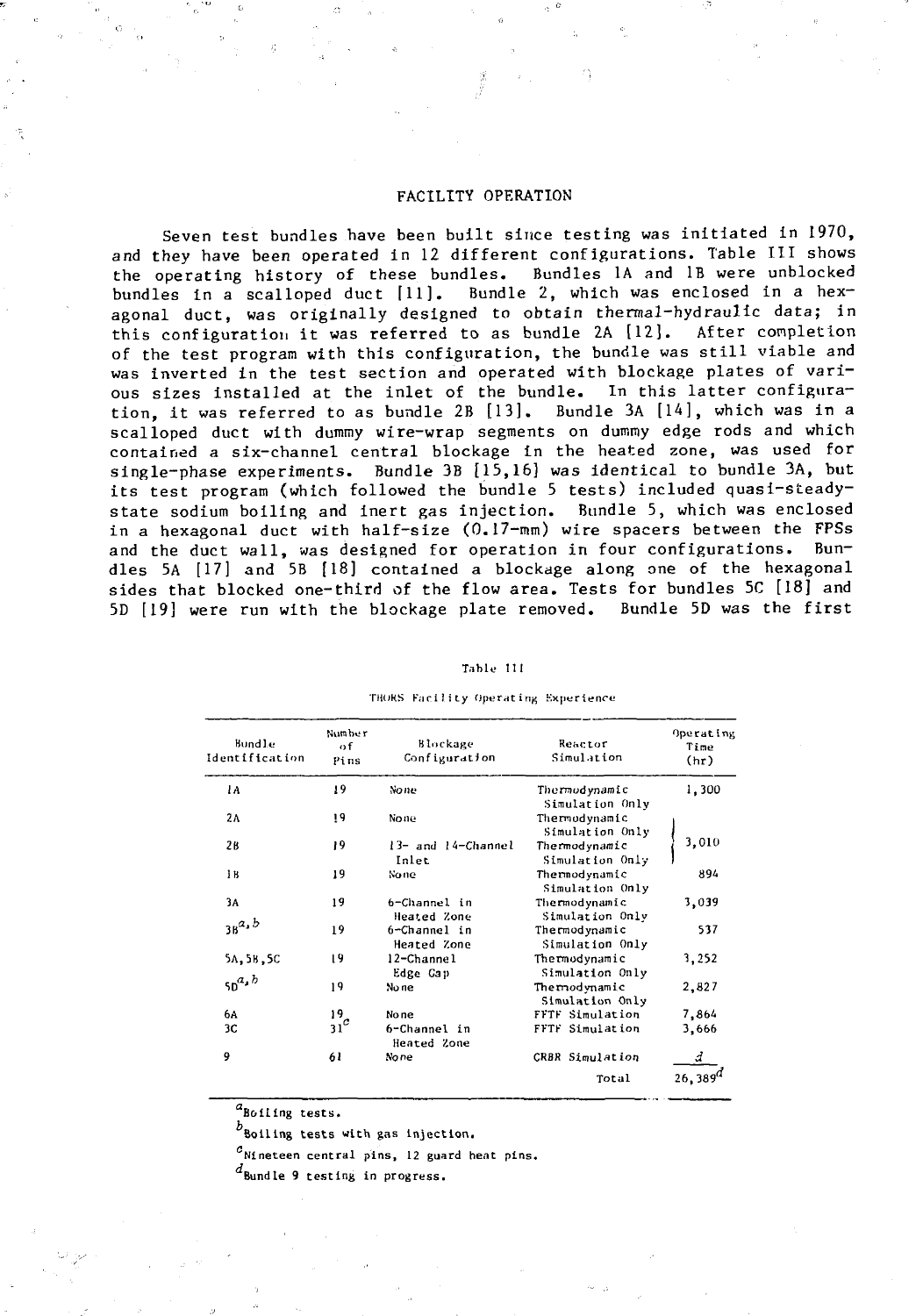## FACILITY OPERATION

Seven test bundles have been built since testing was initiated in 1970, and they have been operated in 12 different configurations. Table III shows the operating history of these bundles. Bundles 1A and 1B were unblocked bundles in a scalloped duct [11]. Bundle 2, which was enclosed in a hexagonal duct, was originally designed to obtain thermal-hydraulic data; in this configuration it was referred to as bundle 2A [12]. After completion of the test program with this configuration, the bundle was still viable and was inverted in the test section and operated with blockage plates of various sizes installed at the inlet of the bundle. In this latter configuration, it was referred to as bundle 2B [13]. Bundle 3A [14], which was in a scalloped duct with dummy wire-wrap segments on dummy edge rods and which contained a six-channel central blockage in the heated zone, was used for single-phase experiments. Bundle 3B [15,16] was identical to bundle 3A, but its test program (which followed the bundle 5 tests) included quasi-steady-state sodium boiling and inert gas injection. Bundle 5, which was enclosed in a hexagonal duct with half-size (0.17-mm) wire spacers between the FPSs and the duct wall, was designed for operation in four configurations. Bundles 5A [17] and 5B [18] contained a blockage along one of the hexagonal sides that blocked one-third of the flow area. Tests for bundles 5C [18] and 5D [19] were run with the blockage plate removed. Bundle 5D was the first

Table III

THORS Facility Operating Experience

| Bundle Identification | Number of Pins | Blockage Configuration | Reactor Simulation | Operating Time (hr) |
|---|---|---|---|---|
| 1A | 19 | None | Thermodynamic Simulation Only | 1,300 |
| 2A | 19 | None | Thermodynamic Simulation Only | 3,010 (2A and 2B) |
| 2B | 19 | 13- and 14-Channel Inlet | Thermodynamic Simulation Only | |
| 1B | 19 | None | Thermodynamic Simulation Only | 894 |
| 3A | 19 | 6-Channel in Heated Zone | Thermodynamic Simulation Only | 3,039 |
| 3B[a,b] | 19 | 6-Channel in Heated Zone | Thermodynamic Simulation Only | 537 |
| 5A,5B,5C | 19 | 12-Channel Edge Gap | Thermodynamic Simulation Only | 3,252 |
| 5D[a,b] | 19 | None | Thermodynamic Simulation Only | 2,827 |
| 6A | 19 | None | FFTF Simulation | 7,864 |
| 3C | 31[c] | 6-Channel in Heated Zone | FFTF Simulation | 3,666 |
| 9 | 61 | None | CRBR Simulation | d |
| | | | Total | 26,389[d] |

[a]Boiling tests.

[b]Boiling tests with gas injection.

[c]Nineteen central pins, 12 guard heat pins.

[d]Bundle 9 testing in progress.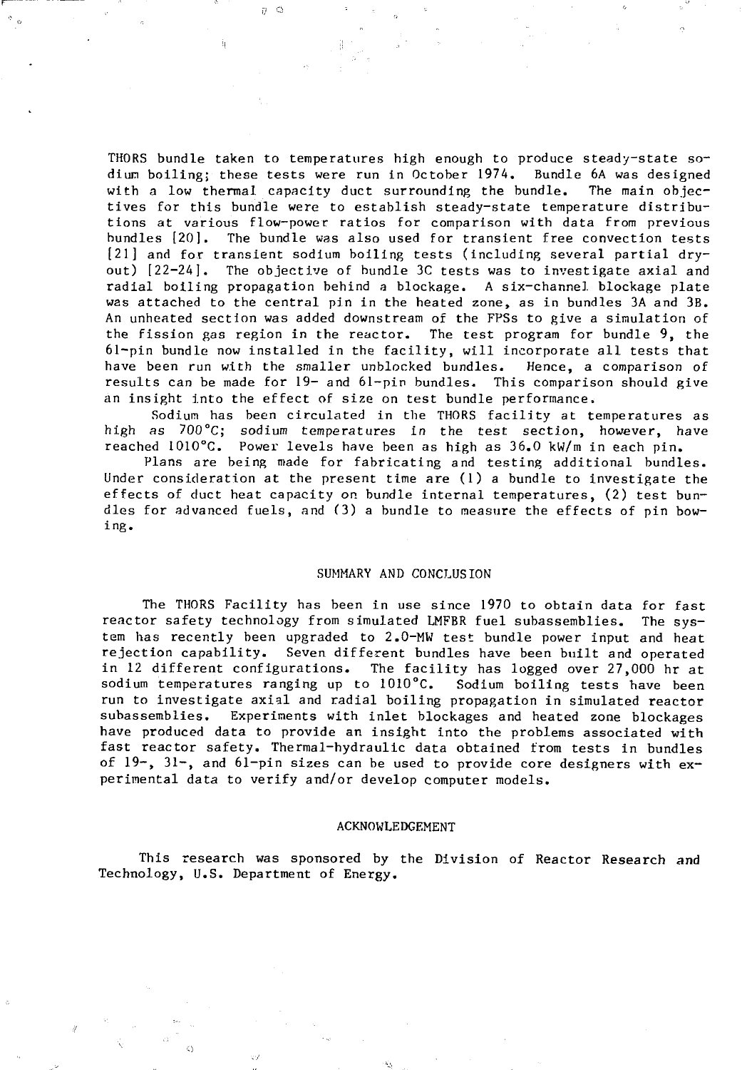THORS bundle taken to temperatures high enough to produce steady-state sodium boiling; these tests were run in October 1974. Bundle 6A was designed with a low thermal capacity duct surrounding the bundle. The main objectives for this bundle were to establish steady-state temperature distributions at various flow-power ratios for comparison with data from previous bundles [20]. The bundle was also used for transient free convection tests [21] and for transient sodium boiling tests (including several partial dryout) [22-24]. The objective of bundle 3C tests was to investigate axial and radial boiling propagation behind a blockage. A six-channel blockage plate was attached to the central pin in the heated zone, as in bundles 3A and 3B. An unheated section was added downstream of the FPSs to give a simulation of the fission gas region in the reactor. The test program for bundle 9, the 61-pin bundle now installed in the facility, will incorporate all tests that have been run with the smaller unblocked bundles. Hence, a comparison of results can be made for 19- and 61-pin bundles. This comparison should give an insight into the effect of size on test bundle performance.

Sodium has been circulated in the THORS facility at temperatures as high as 700°C; sodium temperatures in the test section, however, have reached 1010°C. Power levels have been as high as 36.0 kW/m in each pin.

Plans are being made for fabricating and testing additional bundles. Under consideration at the present time are (1) a bundle to investigate the effects of duct heat capacity on bundle internal temperatures, (2) test bundles for advanced fuels, and (3) a bundle to measure the effects of pin bowing.

## SUMMARY AND CONCLUSION

The THORS Facility has been in use since 1970 to obtain data for fast reactor safety technology from simulated LMFBR fuel subassemblies. The system has recently been upgraded to 2.0-MW test bundle power input and heat rejection capability. Seven different bundles have been built and operated in 12 different configurations. The facility has logged over 27,000 hr at sodium temperatures ranging up to 1010°C. Sodium boiling tests have been run to investigate axial and radial boiling propagation in simulated reactor subassemblies. Experiments with inlet blockages and heated zone blockages have produced data to provide an insight into the problems associated with fast reactor safety. Thermal-hydraulic data obtained from tests in bundles of 19-, 31-, and 61-pin sizes can be used to provide core designers with experimental data to verify and/or develop computer models.

## ACKNOWLEDGEMENT

This research was sponsored by the Division of Reactor Research and Technology, U.S. Department of Energy.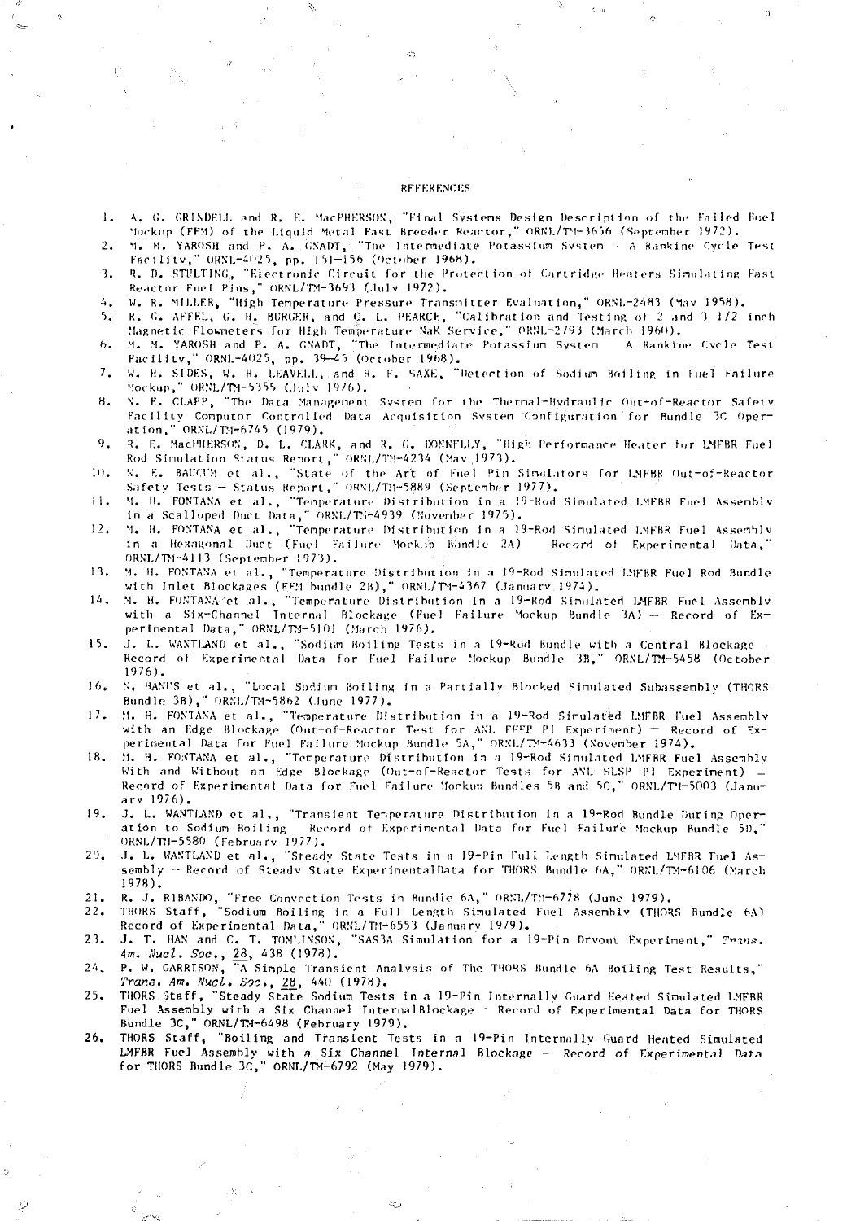## REFERENCES

1. A. G. GRINDELL and R. E. MacPHERSON, "Final Systems Design Description of the Failed Fuel Mockup (FFM) of the Liquid Metal Fast Breeder Reactor," ORNL/TM-3656 (September 1972).
2. M. M. YAROSH and P. A. GNADT, "The Intermediate Potassium System – A Rankine Cycle Test Facility," ORNL-4025, pp. 151–156 (October 1968).
3. R. D. STULTING, "Electronic Circuit for the Protection of Cartridge Heaters Simulating Fast Reactor Fuel Pins," ORNL/TM-3693 (July 1972).
4. W. R. MILLER, "High Temperature Pressure Transmitter Evaluation," ORNL-2483 (May 1958).
5. R. G. AFFEL, G. H. BURGER, and C. L. PEARCE, "Calibration and Testing of 2 and 3 1/2 inch Magnetic Flowmeters for High Temperature NaK Service," ORNL-2793 (March 1960).
6. M. M. YAROSH and P. A. GNADT, "The Intermediate Potassium System – A Rankine Cycle Test Facility," ORNL-4025, pp. 39–45 (October 1968).
7. W. H. SIDES, W. H. LEAVELL, and R. E. SAXE, "Detection of Sodium Boiling in Fuel Failure Mockup," ORNL/TM-5355 (July 1976).
8. N. E. CLAPP, "The Data Management System for the Thermal-Hydraulic Out-of-Reactor Safety Facility Computor Controlled Data Acquisition System Configuration for Bundle 3C Operation," ORNL/TM-6745 (1979).
9. R. E. MacPHERSON, D. L. CLARK, and R. G. DONNELLY, "High Performance Heater for LMFBR Fuel Rod Simulation Status Report," ORNL/TM-4234 (May 1973).
10. W. E. BAUCUM et al., "State of the Art of Fuel Pin Simulators for LMFBR Out-of-Reactor Safety Tests – Status Report," ORNL/TM-5889 (September 1977).
11. M. H. FONTANA et al., "Temperature Distribution in a 19-Rod Simulated LMFBR Fuel Assembly in a Scalloped Duct Data," ORNL/TM-4939 (November 1975).
12. M. H. FONTANA et al., "Temperature Distribution in a 19-Rod Simulated LMFBR Fuel Assembly in a Hexagonal Duct (Fuel Failure Mockup Bundle 2A) Record of Experimental Data," ORNL/TM-4113 (September 1973).
13. M. H. FONTANA et al., "Temperature Distribution in a 19-Rod Simulated LMFBR Fuel Rod Bundle with Inlet Blockages (FFM bundle 2B)," ORNL/TM-4367 (January 1974).
14. M. H. FONTANA et al., "Temperature Distribution in a 19-Rod Simulated LMFBR Fuel Assembly with a Six-Channel Internal Blockage (Fuel Failure Mockup Bundle 3A) – Record of Experimental Data," ORNL/TM-5101 (March 1976).
15. J. L. WANTLAND et al., "Sodium Boiling Tests in a 19-Rod Bundle with a Central Blockage – Record of Experimental Data for Fuel Failure Mockup Bundle 3B," ORNL/TM-5458 (October 1976).
16. N. HANUS et al., "Local Sodium Boiling in a Partially Blocked Simulated Subassembly (THORS Bundle 3B)," ORNL/TM-5862 (June 1977).
17. M. H. FONTANA et al., "Temperature Distribution in a 19-Rod Simulated LMFBR Fuel Assembly with an Edge Blockage (Out-of-Reactor Test for ANL FEFP P1 Experiment) – Record of Experimental Data for Fuel Failure Mockup Bundle 5A," ORNL/TM-4633 (November 1974).
18. M. H. FONTANA et al., "Temperature Distribution in a 19-Rod Simulated LMFBR Fuel Assembly With and Without an Edge Blockage (Out-of-Reactor Tests for ANL SLSP P1 Experiment) – Record of Experimental Data for Fuel Failure Mockup Bundles 5B and 5C," ORNL/TM-5003 (January 1976).
19. J. L. WANTLAND et al., "Transient Temperature Distribution in a 19-Rod Bundle During Operation to Sodium Boiling – Record of Experimental Data for Fuel Failure Mockup Bundle 5D," ORNL/TM-5580 (February 1977).
20. J. L. WANTLAND et al., "Steady State Tests in a 19-Pin Full Length Simulated LMFBR Fuel Assembly – Record of Steady State ExperimentalData for THORS Bundle 6A," ORNL/TM-6106 (March 1978).
21. R. J. RIBANDO, "Free Convection Tests in Bundle 6A," ORNL/TM-6778 (June 1979).
22. THORS Staff, "Sodium Boiling in a Full Length Simulated Fuel Assembly (THORS Bundle 6A) Record of Experimental Data," ORNL/TM-6553 (January 1979).
23. J. T. HAN and C. T. TOMLINSON, "SAS3A Simulation for a 19-Pin Dryout Experiment," *Trans. Am. Nucl. Soc.*, 28, 438 (1978).
24. P. W. GARRISON, "A Simple Transient Analysis of The THORS Bundle 6A Boiling Test Results," *Trans. Am. Nucl. Soc.*, 28, 440 (1978).
25. THORS Staff, "Steady State Sodium Tests in a 19-Pin Internally Guard Heated Simulated LMFBR Fuel Assembly with a Six Channel InternalBlockage – Record of Experimental Data for THORS Bundle 3C," ORNL/TM-6498 (February 1979).
26. THORS Staff, "Boiling and Transient Tests in a 19-Pin Internally Guard Heated Simulated LMFBR Fuel Assembly with a Six Channel Internal Blockage – *Record of Experimental Data* for THORS Bundle 3C," ORNL/TM-6792 (May 1979).